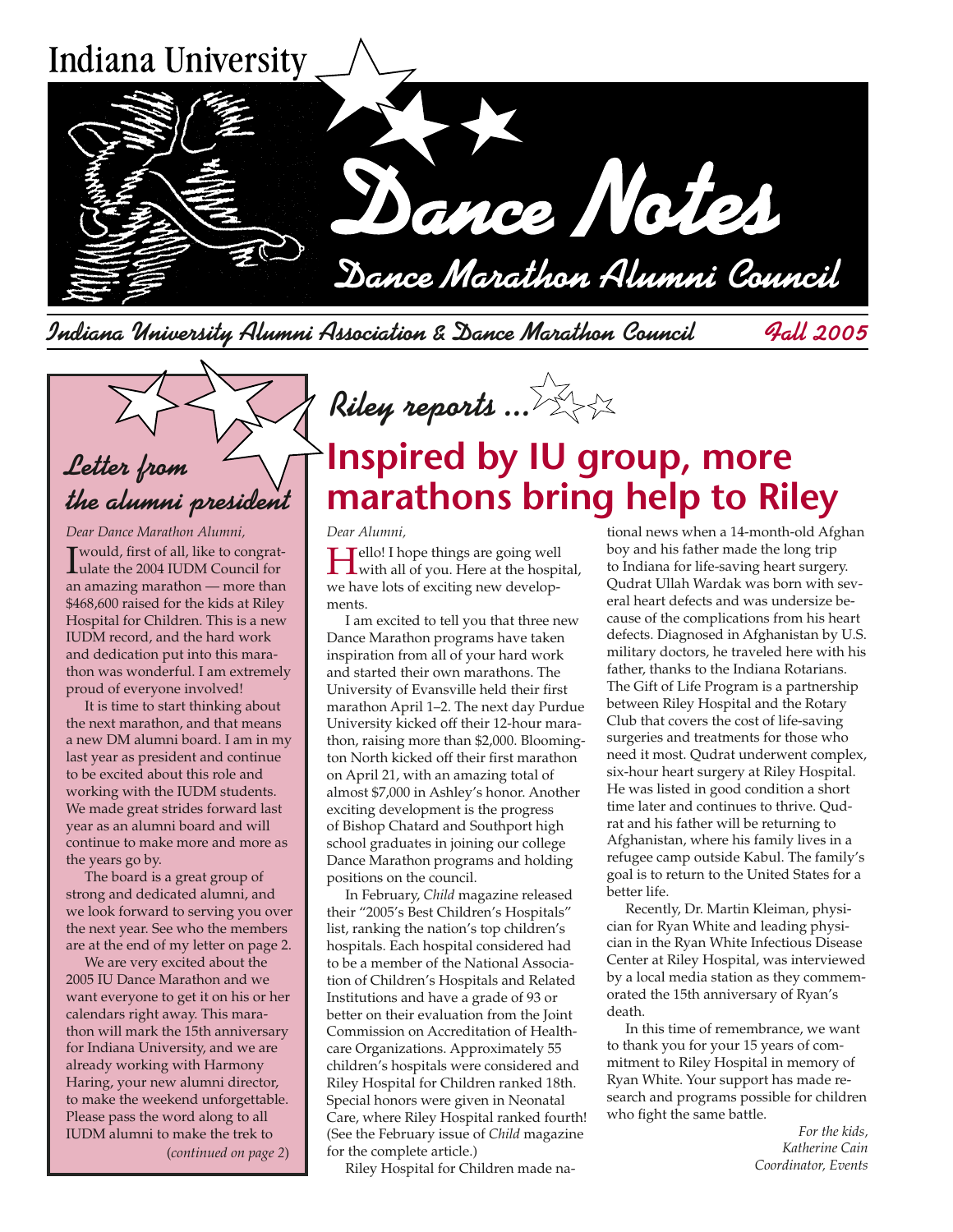Indiana University

# Dance Notes

## Dance Marathon Alumni Council

Indiana University Alumni Association & Dance Marathon Council — Fall 2005

## Letter from the alumni president

*Dear Dance Marathon Alumni,*

I would, first of all, like to congratulate the 2004 IUDM Council for an amazing marathon — more than $468,600 raised for the kids at Riley Hospital for Children. This is a new IUDM record, and the hard work and dedication put into this marathon was wonderful. I am extremely proud of everyone involved!

It is time to start thinking about the next marathon, and that means a new DM alumni board. I am in my last year as president and continue to be excited about this role and working with the IUDM students. We made great strides forward last year as an alumni board and will continue to make more and more as the years go by.

The board is a great group of strong and dedicated alumni, and we look forward to serving you over the next year. See who the members are at the end of my letter on page 2.

We are very excited about the 2005 IU Dance Marathon and we want everyone to get it on his or her calendars right away. This marathon will mark the 15th anniversary for Indiana University, and we are already working with Harmony Haring, your new alumni director, to make the weekend unforgettable. Please pass the word along to all IUDM alumni to make the trek to

(*continued on page 2*)

## Riley reports ...

# Inspired by IU group, more marathons bring help to Riley

*Dear Alumni,*

Hello! I hope things are going well with all of you. Here at the hospital, we have lots of exciting new developments.

I am excited to tell you that three new Dance Marathon programs have taken inspiration from all of your hard work and started their own marathons. The University of Evansville held their first marathon April 1–2. The next day Purdue University kicked off their 12-hour marathon, raising more than $2,000. Bloomington North kicked off their first marathon on April 21, with an amazing total of almost $7,000 in Ashley's honor. Another exciting development is the progress of Bishop Chatard and Southport high school graduates in joining our college Dance Marathon programs and holding positions on the council.

In February, *Child* magazine released their "2005's Best Children's Hospitals" list, ranking the nation's top children's hospitals. Each hospital considered had to be a member of the National Association of Children's Hospitals and Related Institutions and have a grade of 93 or better on their evaluation from the Joint Commission on Accreditation of Healthcare Organizations. Approximately 55 children's hospitals were considered and Riley Hospital for Children ranked 18th. Special honors were given in Neonatal Care, where Riley Hospital ranked fourth! (See the February issue of *Child* magazine for the complete article.)

Riley Hospital for Children made national news when a 14-month-old Afghan boy and his father made the long trip to Indiana for life-saving heart surgery. Qudrat Ullah Wardak was born with several heart defects and was undersize because of the complications from his heart defects. Diagnosed in Afghanistan by U.S. military doctors, he traveled here with his father, thanks to the Indiana Rotarians. The Gift of Life Program is a partnership between Riley Hospital and the Rotary Club that covers the cost of life-saving surgeries and treatments for those who need it most. Qudrat underwent complex, six-hour heart surgery at Riley Hospital. He was listed in good condition a short time later and continues to thrive. Qudrat and his father will be returning to Afghanistan, where his family lives in a refugee camp outside Kabul. The family's goal is to return to the United States for a better life.

Recently, Dr. Martin Kleiman, physician for Ryan White and leading physician in the Ryan White Infectious Disease Center at Riley Hospital, was interviewed by a local media station as they commemorated the 15th anniversary of Ryan's death.

In this time of remembrance, we want to thank you for your 15 years of commitment to Riley Hospital in memory of Ryan White. Your support has made research and programs possible for children who fight the same battle.

*For the kids,*
*Katherine Cain*
*Coordinator, Events*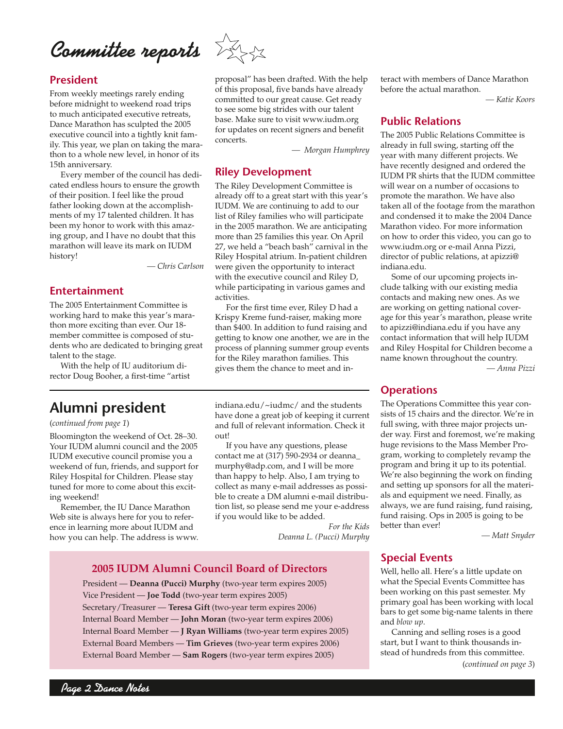# Committee reports

## President

From weekly meetings rarely ending before midnight to weekend road trips to much anticipated executive retreats, Dance Marathon has sculpted the 2005 executive council into a tightly knit family. This year, we plan on taking the marathon to a whole new level, in honor of its 15th anniversary.

Every member of the council has dedicated endless hours to ensure the growth of their position. I feel like the proud father looking down at the accomplishments of my 17 talented children. It has been my honor to work with this amazing group, and I have no doubt that this marathon will leave its mark on IUDM history!

*— Chris Carlson*

## Entertainment

The 2005 Entertainment Committee is working hard to make this year's marathon more exciting than ever. Our 18-member committee is composed of students who are dedicated to bringing great talent to the stage.

With the help of IU auditorium director Doug Booher, a first-time "artist proposal" has been drafted. With the help of this proposal, five bands have already committed to our great cause. Get ready to see some big strides with our talent base. Make sure to visit www.iudm.org for updates on recent signers and benefit concerts.

*— Morgan Humphrey*

## Riley Development

The Riley Development Committee is already off to a great start with this year's IUDM. We are continuing to add to our list of Riley families who will participate in the 2005 marathon. We are anticipating more than 25 families this year. On April 27, we held a "beach bash" carnival in the Riley Hospital atrium. In-patient children were given the opportunity to interact with the executive council and Riley D, while participating in various games and activities.

For the first time ever, Riley D had a Krispy Kreme fund-raiser, making more than $400. In addition to fund raising and getting to know one another, we are in the process of planning summer group events for the Riley marathon families. This gives them the chance to meet and interact with members of Dance Marathon before the actual marathon.

*— Katie Koors*

## Public Relations

The 2005 Public Relations Committee is already in full swing, starting off the year with many different projects. We have recently designed and ordered the IUDM PR shirts that the IUDM committee will wear on a number of occasions to promote the marathon. We have also taken all of the footage from the marathon and condensed it to make the 2004 Dance Marathon video. For more information on how to order this video, you can go to www.iudm.org or e-mail Anna Pizzi, director of public relations, at apizzi@indiana.edu.

Some of our upcoming projects include talking with our existing media contacts and making new ones. As we are working on getting national coverage for this year's marathon, please write to apizzi@indiana.edu if you have any contact information that will help IUDM and Riley Hospital for Children become a name known throughout the country.

*— Anna Pizzi*

## Operations

The Operations Committee this year consists of 15 chairs and the director. We're in full swing, with three major projects under way. First and foremost, we're making huge revisions to the Mass Member Program, working to completely revamp the program and bring it up to its potential. We're also beginning the work on finding and setting up sponsors for all the materials and equipment we need. Finally, as always, we are fund raising, fund raising, fund raising. Ops in 2005 is going to be better than ever!

*— Matt Snyder*

## Special Events

Well, hello all. Here's a little update on what the Special Events Committee has been working on this past semester. My primary goal has been working with local bars to get some big-name talents in there and *blow up*.

Canning and selling roses is a good start, but I want to think thousands instead of hundreds from this committee.

(*continued on page 3*)

# Alumni president

(*continued from page 1*)

Bloomington the weekend of Oct. 28–30. Your IUDM alumni council and the 2005 IUDM executive council promise you a weekend of fun, friends, and support for Riley Hospital for Children. Please stay tuned for more to come about this exciting weekend!

Remember, the IU Dance Marathon Web site is always here for you to reference in learning more about IUDM and how you can help. The address is www.indiana.edu/~iudmc/ and the students have done a great job of keeping it current and full of relevant information. Check it out!

If you have any questions, please contact me at (317) 590-2934 or deanna_murphy@adp.com, and I will be more than happy to help. Also, I am trying to collect as many e-mail addresses as possible to create a DM alumni e-mail distribution list, so please send me your e-address if you would like to be added.

*For the Kids*
*Deanna L. (Pucci) Murphy*

### 2005 IUDM Alumni Council Board of Directors

President — **Deanna (Pucci) Murphy** (two-year term expires 2005)
Vice President — **Joe Todd** (two-year term expires 2005)
Secretary/Treasurer — **Teresa Gift** (two-year term expires 2006)
Internal Board Member — **John Moran** (two-year term expires 2006)
Internal Board Member — **J Ryan Williams** (two-year term expires 2005)
External Board Members — **Tim Grieves** (two-year term expires 2006)
External Board Member — **Sam Rogers** (two-year term expires 2005)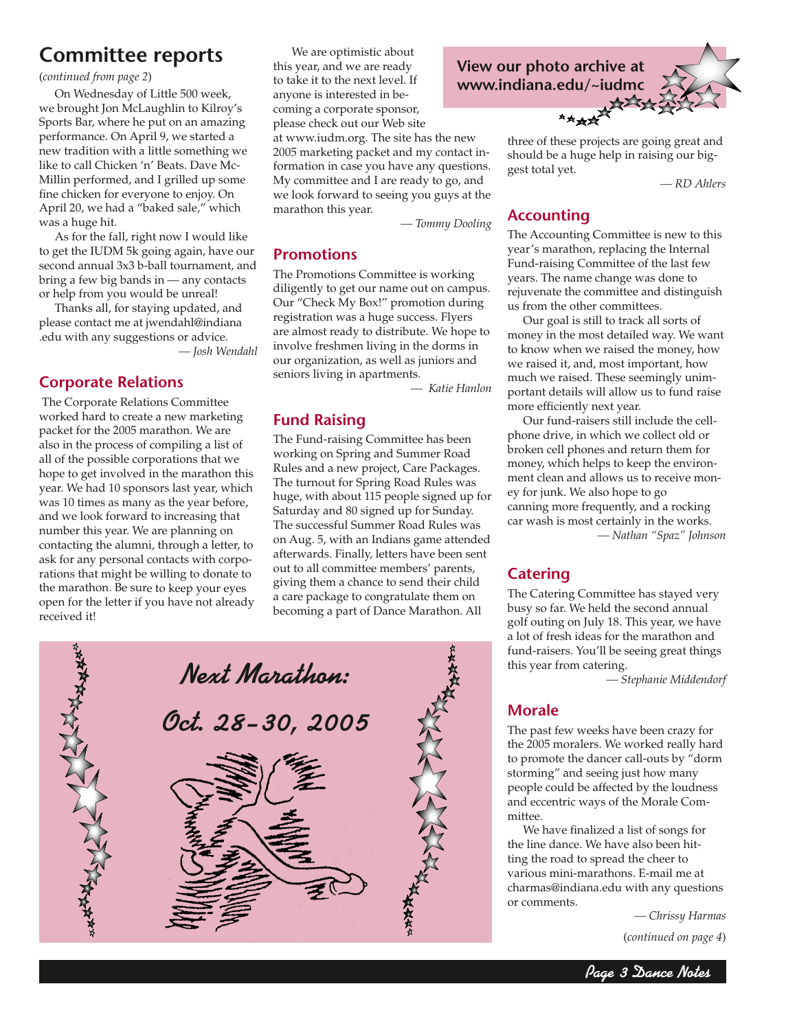# Committee reports

(*continued from page 2*)

On Wednesday of Little 500 week, we brought Jon McLaughlin to Kilroy's Sports Bar, where he put on an amazing performance. On April 9, we started a new tradition with a little something we like to call Chicken 'n' Beats. Dave McMillin performed, and I grilled up some fine chicken for everyone to enjoy. On April 20, we had a "baked sale," which was a huge hit.

As for the fall, right now I would like to get the IUDM 5k going again, have our second annual 3x3 b-ball tournament, and bring a few big bands in — any contacts or help from you would be unreal!

Thanks all, for staying updated, and please contact me at jwendahl@indiana.edu with any suggestions or advice.

*— Josh Wendahl*

## Corporate Relations

The Corporate Relations Committee worked hard to create a new marketing packet for the 2005 marathon. We are also in the process of compiling a list of all of the possible corporations that we hope to get involved in the marathon this year. We had 10 sponsors last year, which was 10 times as many as the year before, and we look forward to increasing that number this year. We are planning on contacting the alumni, through a letter, to ask for any personal contacts with corporations that might be willing to donate to the marathon. Be sure to keep your eyes open for the letter if you have not already received it!

We are optimistic about this year, and we are ready to take it to the next level. If anyone is interested in becoming a corporate sponsor, please check out our Web site at www.iudm.org. The site has the new 2005 marketing packet and my contact information in case you have any questions. My committee and I are ready to go, and we look forward to seeing you guys at the marathon this year.

*— Tommy Dooling*

## Promotions

The Promotions Committee is working diligently to get our name out on campus. Our "Check My Box!" promotion during registration was a huge success. Flyers are almost ready to distribute. We hope to involve freshmen living in the dorms in our organization, as well as juniors and seniors living in apartments.

*— Katie Hanlon*

## Fund Raising

The Fund-raising Committee has been working on Spring and Summer Road Rules and a new project, Care Packages. The turnout for Spring Road Rules was huge, with about 115 people signed up for Saturday and 80 signed up for Sunday. The successful Summer Road Rules was on Aug. 5, with an Indians game attended afterwards. Finally, letters have been sent out to all committee members' parents, giving them a chance to send their child a care package to congratulate them on becoming a part of Dance Marathon. All three of these projects are going great and should be a huge help in raising our biggest total yet.

*— RD Ahlers*

**Next Marathon: Oct. 28–30, 2005**

**View our photo archive at www.indiana.edu/~iudmc**

## Accounting

The Accounting Committee is new to this year's marathon, replacing the Internal Fund-raising Committee of the last few years. The name change was done to rejuvenate the committee and distinguish us from the other committees.

Our goal is still to track all sorts of money in the most detailed way. We want to know when we raised the money, how we raised it, and, most important, how much we raised. These seemingly unimportant details will allow us to fund raise more efficiently next year.

Our fund-raisers still include the cellphone drive, in which we collect old or broken cell phones and return them for money, which helps to keep the environment clean and allows us to receive money for junk. We also hope to go canning more frequently, and a rocking car wash is most certainly in the works.

*— Nathan "Spaz" Johnson*

## Catering

The Catering Committee has stayed very busy so far. We held the second annual golf outing on July 18. This year, we have a lot of fresh ideas for the marathon and fund-raisers. You'll be seeing great things this year from catering.

*— Stephanie Middendorf*

## Morale

The past few weeks have been crazy for the 2005 moralers. We worked really hard to promote the dancer call-outs by "dorm storming" and seeing just how many people could be affected by the loudness and eccentric ways of the Morale Committee.

We have finalized a list of songs for the line dance. We have also been hitting the road to spread the cheer to various mini-marathons. E-mail me at charmas@indiana.edu with any questions or comments.

*— Chrissy Harmas*

(*continued on page 4*)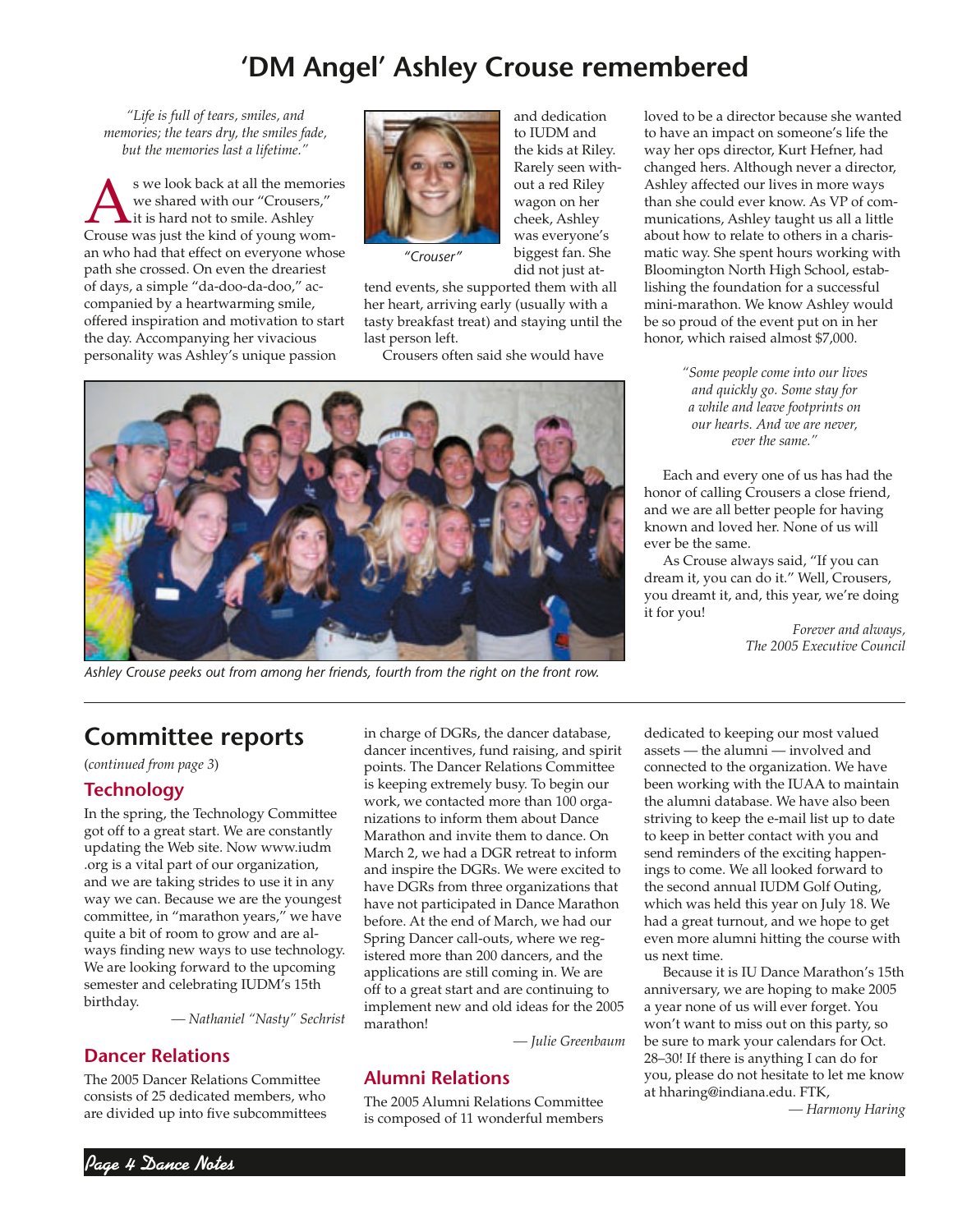# 'DM Angel' Ashley Crouse remembered

*"Life is full of tears, smiles, and memories; the tears dry, the smiles fade, but the memories last a lifetime."*

As we look back at all the memories we shared with our "Crousers," it is hard not to smile. Ashley Crouse was just the kind of young woman who had that effect on everyone whose path she crossed. On even the dreariest of days, a simple "da-doo-da-doo," accompanied by a heartwarming smile, offered inspiration and motivation to start the day. Accompanying her vivacious personality was Ashley's unique passion and dedication to IUDM and the kids at Riley. Rarely seen without a red Riley wagon on her cheek, Ashley was everyone's biggest fan. She did not just attend events, she supported them with all her heart, arriving early (usually with a tasty breakfast treat) and staying until the last person left.

"Crouser"

Crousers often said she would have loved to be a director because she wanted to have an impact on someone's life the way her ops director, Kurt Hefner, had changed hers. Although never a director, Ashley affected our lives in more ways than she could ever know. As VP of communications, Ashley taught us all a little about how to relate to others in a charismatic way. She spent hours working with Bloomington North High School, establishing the foundation for a successful mini-marathon. We know Ashley would be so proud of the event put on in her honor, which raised almost $7,000.

*"Some people come into our lives and quickly go. Some stay for a while and leave footprints on our hearts. And we are never, ever the same."*

Each and every one of us has had the honor of calling Crousers a close friend, and we are all better people for having known and loved her. None of us will ever be the same.

As Crouse always said, "If you can dream it, you can do it." Well, Crousers, you dreamt it, and, this year, we're doing it for you!

*Forever and always,*
*The 2005 Executive Council*

Ashley Crouse peeks out from among her friends, fourth from the right on the front row.

---

## Committee reports

(*continued from page 3*)

### Technology

In the spring, the Technology Committee got off to a great start. We are constantly updating the Web site. Now www.iudm.org is a vital part of our organization, and we are taking strides to use it in any way we can. Because we are the youngest committee, in "marathon years," we have quite a bit of room to grow and are always finding new ways to use technology. We are looking forward to the upcoming semester and celebrating IUDM's 15th birthday.

*— Nathaniel "Nasty" Sechrist*

### Dancer Relations

The 2005 Dancer Relations Committee consists of 25 dedicated members, who are divided up into five subcommittees in charge of DGRs, the dancer database, dancer incentives, fund raising, and spirit points. The Dancer Relations Committee is keeping extremely busy. To begin our work, we contacted more than 100 organizations to inform them about Dance Marathon and invite them to dance. On March 2, we had a DGR retreat to inform and inspire the DGRs. We were excited to have DGRs from three organizations that have not participated in Dance Marathon before. At the end of March, we had our Spring Dancer call-outs, where we registered more than 200 dancers, and the applications are still coming in. We are off to a great start and are continuing to implement new and old ideas for the 2005 marathon!

*— Julie Greenbaum*

### Alumni Relations

The 2005 Alumni Relations Committee is composed of 11 wonderful members dedicated to keeping our most valued assets — the alumni — involved and connected to the organization. We have been working with the IUAA to maintain the alumni database. We have also been striving to keep the e-mail list up to date to keep in better contact with you and send reminders of the exciting happenings to come. We all looked forward to the second annual IUDM Golf Outing, which was held this year on July 18. We had a great turnout, and we hope to get even more alumni hitting the course with us next time.

Because it is IU Dance Marathon's 15th anniversary, we are hoping to make 2005 a year none of us will ever forget. You won't want to miss out on this party, so be sure to mark your calendars for Oct. 28–30! If there is anything I can do for you, please do not hesitate to let me know at hharing@indiana.edu. FTK,

*— Harmony Haring*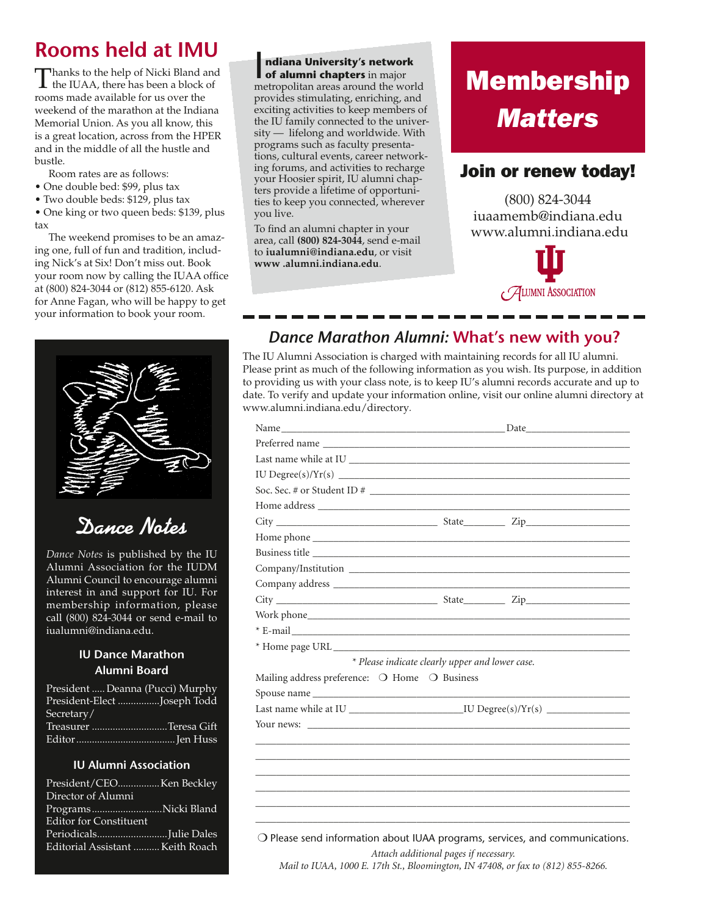## Rooms held at IMU

Thanks to the help of Nicki Bland and the IUAA, there has been a block of rooms made available for us over the weekend of the marathon at the Indiana Memorial Union. As you all know, this is a great location, across from the HPER and in the middle of all the hustle and bustle.

Room rates are as follows:

- One double bed: $99, plus tax
- Two double beds: $129, plus tax
- One king or two queen beds: $139, plus tax

The weekend promises to be an amazing one, full of fun and tradition, including Nick's at Six! Don't miss out. Book your room now by calling the IUAA office at (800) 824-3044 or (812) 855-6120. Ask for Anne Fagan, who will be happy to get your information to book your room.

**Indiana University's network of alumni chapters** in major metropolitan areas around the world provides stimulating, enriching, and exciting activities to keep members of the IU family connected to the university — lifelong and worldwide. With programs such as faculty presentations, cultural events, career networking forums, and activities to recharge your Hoosier spirit, IU alumni chapters provide a lifetime of opportunities to keep you connected, wherever you live.

To find an alumni chapter in your area, call **(800) 824-3044**, send e-mail to **iualumni@indiana.edu**, or visit **www .alumni.indiana.edu**.

## Membership *Matters*

### Join or renew today!

(800) 824-3044
iuaamemb@indiana.edu
www.alumni.indiana.edu

Alumni Association

## Dance Notes

*Dance Notes* is published by the IU Alumni Association for the IUDM Alumni Council to encourage alumni interest in and support for IU. For membership information, please call (800) 824-3044 or send e-mail to iualumni@indiana.edu.

### IU Dance Marathon Alumni Board

President ..... Deanna (Pucci) Murphy
President-Elect ................Joseph Todd
Secretary/
Treasurer .............................Teresa Gift
Editor ......................................Jen Huss

### IU Alumni Association

President/CEO................Ken Beckley
Director of Alumni
Programs...........................Nicki Bland
Editor for Constituent
Periodicals...........................Julie Dales
Editorial Assistant ..........Keith Roach

## *Dance Marathon Alumni:* What's new with you?

The IU Alumni Association is charged with maintaining records for all IU alumni. Please print as much of the following information as you wish. Its purpose, in addition to providing us with your class note, is to keep IU's alumni records accurate and up to date. To verify and update your information online, visit our online alumni directory at www.alumni.indiana.edu/directory.

Name ______________________ Date ____________
Preferred name ______________________
Last name while at IU ______________________
IU Degree(s)/Yr(s) ______________________
Soc. Sec. # or Student ID # ______________________
Home address ______________________
City ______________ State ______ Zip ____________
Home phone ______________________
Business title ______________________
Company/Institution ______________________
Company address ______________________
City ______________ State ______ Zip ____________
Work phone ______________________
* E-mail ______________________
* Home page URL ______________________

*\* Please indicate clearly upper and lower case.*

Mailing address preference: ❍ Home ❍ Business
Spouse name ______________________
Last name while at IU ______________ IU Degree(s)/Yr(s) ____________
Your news: ______________________

❍ Please send information about IUAA programs, services, and communications.

*Attach additional pages if necessary.*
*Mail to IUAA, 1000 E. 17th St., Bloomington, IN 47408, or fax to (812) 855-8266.*